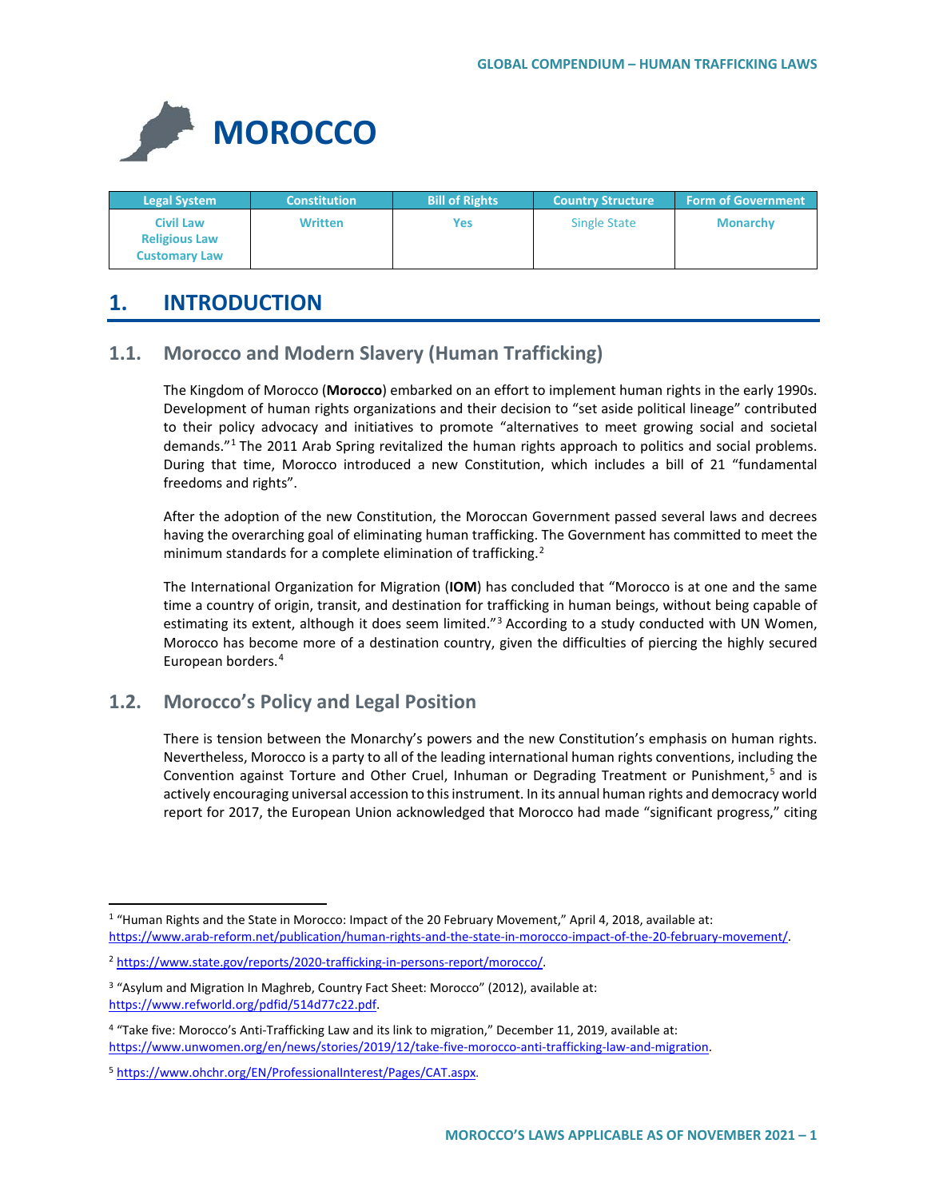# MOROCCO

| Legal System | Constitution | Bill of Rights | Country Structure | Form of Government |
|---|---|---|---|---|
| Civil Law<br>Religious Law<br>Customary Law | Written | Yes | Single State | Monarchy |

## 1. INTRODUCTION

### 1.1. Morocco and Modern Slavery (Human Trafficking)

The Kingdom of Morocco (**Morocco**) embarked on an effort to implement human rights in the early 1990s. Development of human rights organizations and their decision to "set aside political lineage" contributed to their policy advocacy and initiatives to promote "alternatives to meet growing social and societal demands."[1] The 2011 Arab Spring revitalized the human rights approach to politics and social problems. During that time, Morocco introduced a new Constitution, which includes a bill of 21 "fundamental freedoms and rights".

After the adoption of the new Constitution, the Moroccan Government passed several laws and decrees having the overarching goal of eliminating human trafficking. The Government has committed to meet the minimum standards for a complete elimination of trafficking.[2]

The International Organization for Migration (**IOM**) has concluded that "Morocco is at one and the same time a country of origin, transit, and destination for trafficking in human beings, without being capable of estimating its extent, although it does seem limited."[3] According to a study conducted with UN Women, Morocco has become more of a destination country, given the difficulties of piercing the highly secured European borders.[4]

### 1.2. Morocco's Policy and Legal Position

There is tension between the Monarchy's powers and the new Constitution's emphasis on human rights. Nevertheless, Morocco is a party to all of the leading international human rights conventions, including the Convention against Torture and Other Cruel, Inhuman or Degrading Treatment or Punishment,[5] and is actively encouraging universal accession to this instrument. In its annual human rights and democracy world report for 2017, the European Union acknowledged that Morocco had made "significant progress," citing

---

[1] "Human Rights and the State in Morocco: Impact of the 20 February Movement," April 4, 2018, available at: https://www.arab-reform.net/publication/human-rights-and-the-state-in-morocco-impact-of-the-20-february-movement/.

[2] https://www.state.gov/reports/2020-trafficking-in-persons-report/morocco/.

[3] "Asylum and Migration In Maghreb, Country Fact Sheet: Morocco" (2012), available at: https://www.refworld.org/pdfid/514d77c22.pdf.

[4] "Take five: Morocco's Anti-Trafficking Law and its link to migration," December 11, 2019, available at: https://www.unwomen.org/en/news/stories/2019/12/take-five-morocco-anti-trafficking-law-and-migration.

[5] https://www.ohchr.org/EN/ProfessionalInterest/Pages/CAT.aspx.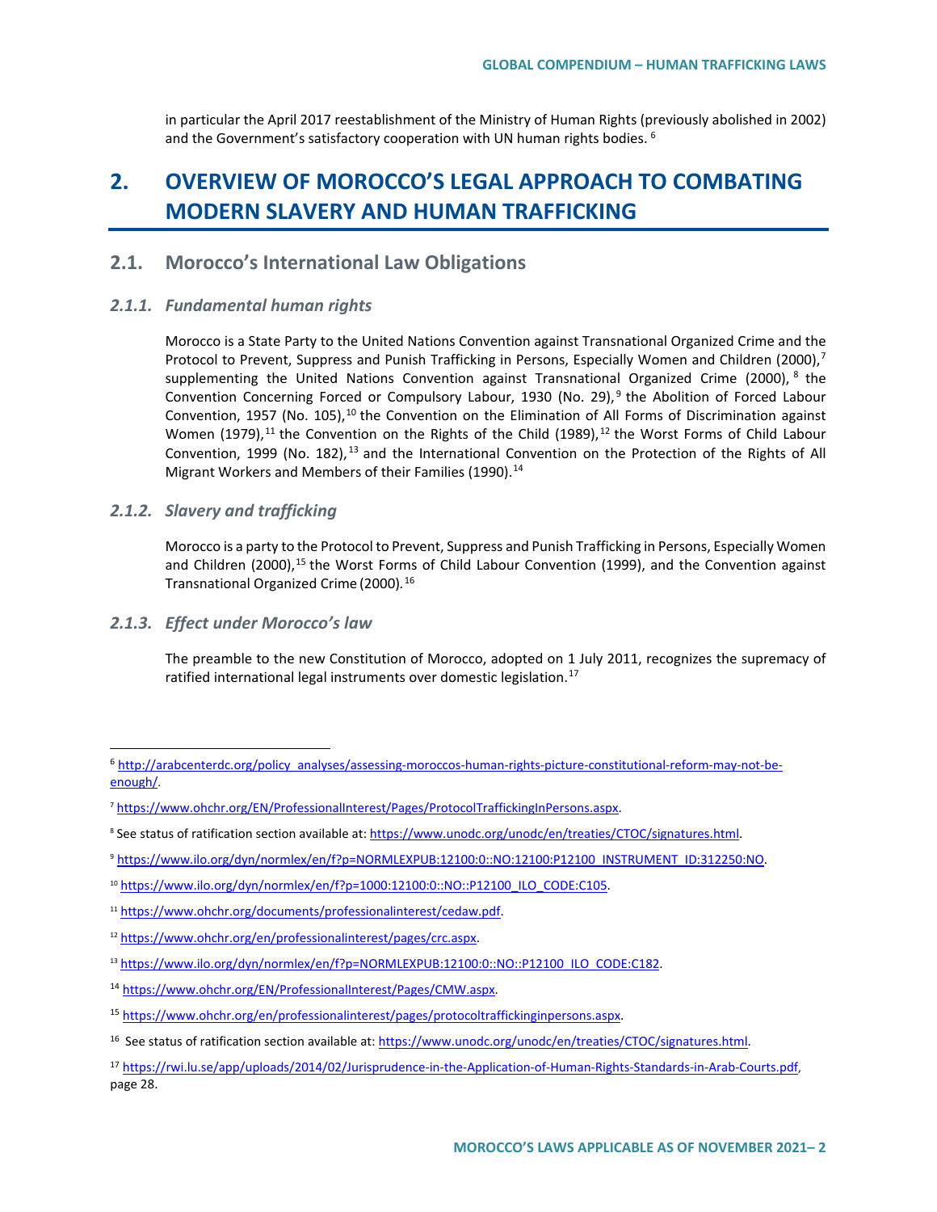in particular the April 2017 reestablishment of the Ministry of Human Rights (previously abolished in 2002) and the Government's satisfactory cooperation with UN human rights bodies. [6]

# 2. OVERVIEW OF MOROCCO'S LEGAL APPROACH TO COMBATING MODERN SLAVERY AND HUMAN TRAFFICKING

## 2.1. Morocco's International Law Obligations

### *2.1.1. Fundamental human rights*

Morocco is a State Party to the United Nations Convention against Transnational Organized Crime and the Protocol to Prevent, Suppress and Punish Trafficking in Persons, Especially Women and Children (2000),[7] supplementing the United Nations Convention against Transnational Organized Crime (2000), [8] the Convention Concerning Forced or Compulsory Labour, 1930 (No. 29),[9] the Abolition of Forced Labour Convention, 1957 (No. 105),[10] the Convention on the Elimination of All Forms of Discrimination against Women (1979),[11] the Convention on the Rights of the Child (1989),[12] the Worst Forms of Child Labour Convention, 1999 (No. 182),[13] and the International Convention on the Protection of the Rights of All Migrant Workers and Members of their Families (1990).[14]

### *2.1.2. Slavery and trafficking*

Morocco is a party to the Protocol to Prevent, Suppress and Punish Trafficking in Persons, Especially Women and Children (2000),[15] the Worst Forms of Child Labour Convention (1999), and the Convention against Transnational Organized Crime (2000).[16]

### *2.1.3. Effect under Morocco's law*

The preamble to the new Constitution of Morocco, adopted on 1 July 2011, recognizes the supremacy of ratified international legal instruments over domestic legislation.[17]

---

[6] http://arabcenterdc.org/policy_analyses/assessing-moroccos-human-rights-picture-constitutional-reform-may-not-be-enough/.

[7] https://www.ohchr.org/EN/ProfessionalInterest/Pages/ProtocolTraffickingInPersons.aspx.

[8] See status of ratification section available at: https://www.unodc.org/unodc/en/treaties/CTOC/signatures.html.

[9] https://www.ilo.org/dyn/normlex/en/f?p=NORMLEXPUB:12100:0::NO:12100:P12100_INSTRUMENT_ID:312250:NO.

[10] https://www.ilo.org/dyn/normlex/en/f?p=1000:12100:0::NO::P12100_ILO_CODE:C105.

[11] https://www.ohchr.org/documents/professionalinterest/cedaw.pdf.

[12] https://www.ohchr.org/en/professionalinterest/pages/crc.aspx.

[13] https://www.ilo.org/dyn/normlex/en/f?p=NORMLEXPUB:12100:0::NO::P12100_ILO_CODE:C182.

[14] https://www.ohchr.org/EN/ProfessionalInterest/Pages/CMW.aspx.

[15] https://www.ohchr.org/en/professionalinterest/pages/protocoltraffickinginpersons.aspx.

[16] See status of ratification section available at: https://www.unodc.org/unodc/en/treaties/CTOC/signatures.html.

[17] https://rwi.lu.se/app/uploads/2014/02/Jurisprudence-in-the-Application-of-Human-Rights-Standards-in-Arab-Courts.pdf, page 28.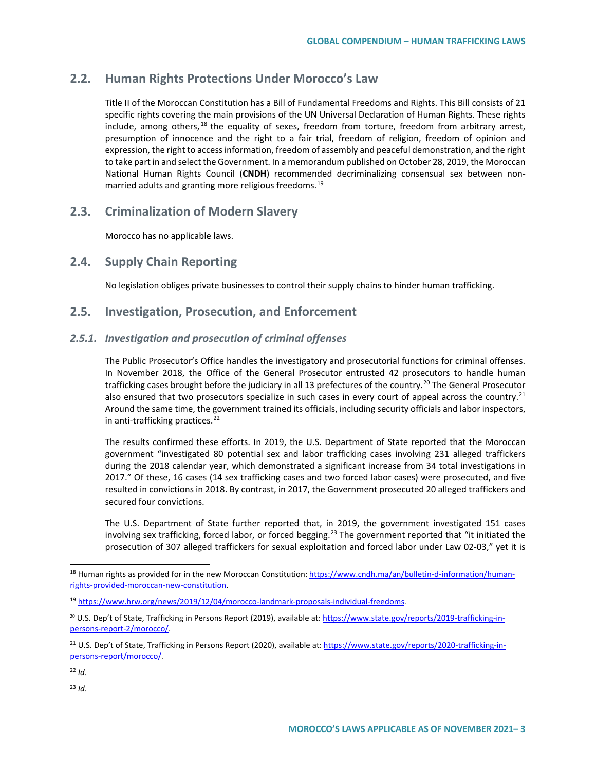## 2.2. Human Rights Protections Under Morocco's Law

Title II of the Moroccan Constitution has a Bill of Fundamental Freedoms and Rights. This Bill consists of 21 specific rights covering the main provisions of the UN Universal Declaration of Human Rights. These rights include, among others,[18] the equality of sexes, freedom from torture, freedom from arbitrary arrest, presumption of innocence and the right to a fair trial, freedom of religion, freedom of opinion and expression, the right to access information, freedom of assembly and peaceful demonstration, and the right to take part in and select the Government. In a memorandum published on October 28, 2019, the Moroccan National Human Rights Council (**CNDH**) recommended decriminalizing consensual sex between non-married adults and granting more religious freedoms.[19]

## 2.3. Criminalization of Modern Slavery

Morocco has no applicable laws.

## 2.4. Supply Chain Reporting

No legislation obliges private businesses to control their supply chains to hinder human trafficking.

## 2.5. Investigation, Prosecution, and Enforcement

### *2.5.1. Investigation and prosecution of criminal offenses*

The Public Prosecutor's Office handles the investigatory and prosecutorial functions for criminal offenses. In November 2018, the Office of the General Prosecutor entrusted 42 prosecutors to handle human trafficking cases brought before the judiciary in all 13 prefectures of the country.[20] The General Prosecutor also ensured that two prosecutors specialize in such cases in every court of appeal across the country.[21] Around the same time, the government trained its officials, including security officials and labor inspectors, in anti-trafficking practices.[22]

The results confirmed these efforts. In 2019, the U.S. Department of State reported that the Moroccan government "investigated 80 potential sex and labor trafficking cases involving 231 alleged traffickers during the 2018 calendar year, which demonstrated a significant increase from 34 total investigations in 2017." Of these, 16 cases (14 sex trafficking cases and two forced labor cases) were prosecuted, and five resulted in convictions in 2018. By contrast, in 2017, the Government prosecuted 20 alleged traffickers and secured four convictions.

The U.S. Department of State further reported that, in 2019, the government investigated 151 cases involving sex trafficking, forced labor, or forced begging.[23] The government reported that "it initiated the prosecution of 307 alleged traffickers for sexual exploitation and forced labor under Law 02-03," yet it is

---

[18] Human rights as provided for in the new Moroccan Constitution: https://www.cndh.ma/an/bulletin-d-information/human-rights-provided-moroccan-new-constitution.

[19] https://www.hrw.org/news/2019/12/04/morocco-landmark-proposals-individual-freedoms.

[20] U.S. Dep't of State, Trafficking in Persons Report (2019), available at: https://www.state.gov/reports/2019-trafficking-in-persons-report-2/morocco/.

[21] U.S. Dep't of State, Trafficking in Persons Report (2020), available at: https://www.state.gov/reports/2020-trafficking-in-persons-report/morocco/.

[22] *Id*.

[23] *Id*.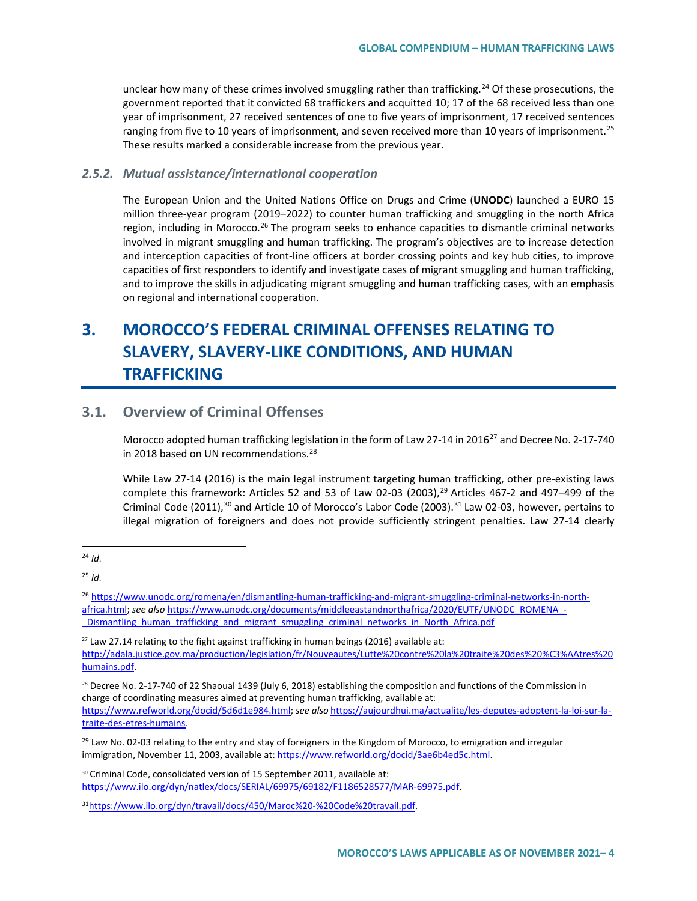unclear how many of these crimes involved smuggling rather than trafficking.[24] Of these prosecutions, the government reported that it convicted 68 traffickers and acquitted 10; 17 of the 68 received less than one year of imprisonment, 27 received sentences of one to five years of imprisonment, 17 received sentences ranging from five to 10 years of imprisonment, and seven received more than 10 years of imprisonment.[25] These results marked a considerable increase from the previous year.

### *2.5.2. Mutual assistance/international cooperation*

The European Union and the United Nations Office on Drugs and Crime (**UNODC**) launched a EURO 15 million three-year program (2019–2022) to counter human trafficking and smuggling in the north Africa region, including in Morocco.[26] The program seeks to enhance capacities to dismantle criminal networks involved in migrant smuggling and human trafficking. The program's objectives are to increase detection and interception capacities of front-line officers at border crossing points and key hub cities, to improve capacities of first responders to identify and investigate cases of migrant smuggling and human trafficking, and to improve the skills in adjudicating migrant smuggling and human trafficking cases, with an emphasis on regional and international cooperation.

# 3. MOROCCO'S FEDERAL CRIMINAL OFFENSES RELATING TO SLAVERY, SLAVERY-LIKE CONDITIONS, AND HUMAN TRAFFICKING

## 3.1. Overview of Criminal Offenses

Morocco adopted human trafficking legislation in the form of Law 27-14 in 2016[27] and Decree No. 2-17-740 in 2018 based on UN recommendations.[28]

While Law 27-14 (2016) is the main legal instrument targeting human trafficking, other pre-existing laws complete this framework: Articles 52 and 53 of Law 02-03 (2003),[29] Articles 467-2 and 497–499 of the Criminal Code (2011),[30] and Article 10 of Morocco's Labor Code (2003).[31] Law 02-03, however, pertains to illegal migration of foreigners and does not provide sufficiently stringent penalties. Law 27-14 clearly

---

[24] *Id*.

[25] *Id*.

[26] https://www.unodc.org/romena/en/dismantling-human-trafficking-and-migrant-smuggling-criminal-networks-in-north-africa.html; *see also* https://www.unodc.org/documents/middleeastandnorthafrica/2020/EUTF/UNODC_ROMENA_-_Dismantling_human_trafficking_and_migrant_smuggling_criminal_networks_in_North_Africa.pdf

[27] Law 27.14 relating to the fight against trafficking in human beings (2016) available at: http://adala.justice.gov.ma/production/legislation/fr/Nouveautes/Lutte%20contre%20la%20traite%20des%20%C3%AAtres%20humains.pdf.

[28] Decree No. 2-17-740 of 22 Shaoual 1439 (July 6, 2018) establishing the composition and functions of the Commission in charge of coordinating measures aimed at preventing human trafficking, available at: https://www.refworld.org/docid/5d6d1e984.html; *see also* https://aujourdhui.ma/actualite/les-deputes-adoptent-la-loi-sur-la-traite-des-etres-humains.

[29] Law No. 02-03 relating to the entry and stay of foreigners in the Kingdom of Morocco, to emigration and irregular immigration, November 11, 2003, available at: https://www.refworld.org/docid/3ae6b4ed5c.html.

[30] Criminal Code, consolidated version of 15 September 2011, available at: https://www.ilo.org/dyn/natlex/docs/SERIAL/69975/69182/F1186528577/MAR-69975.pdf.

[31] https://www.ilo.org/dyn/travail/docs/450/Maroc%20-%20Code%20travail.pdf.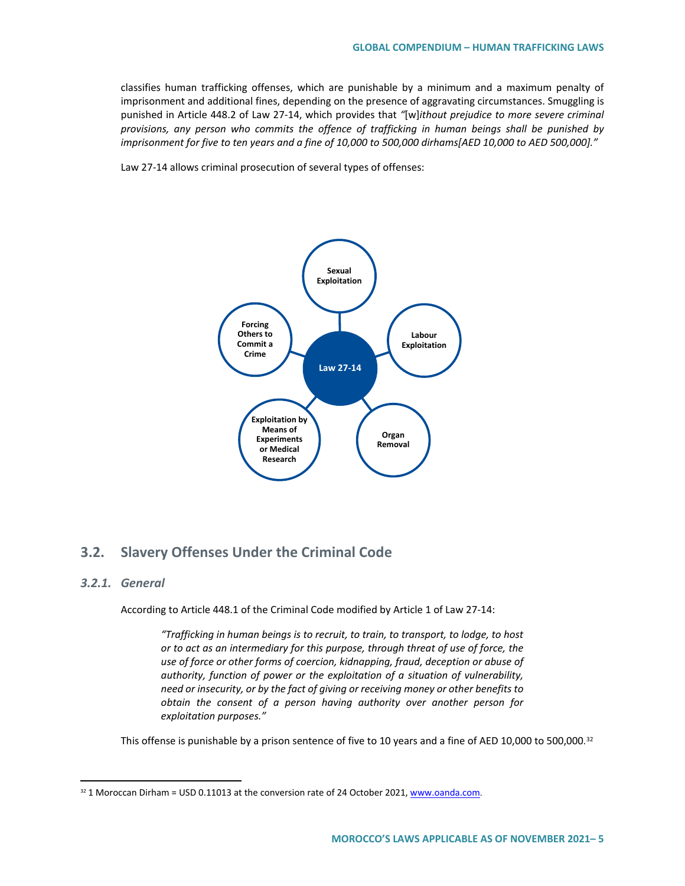classifies human trafficking offenses, which are punishable by a minimum and a maximum penalty of imprisonment and additional fines, depending on the presence of aggravating circumstances. Smuggling is punished in Article 448.2 of Law 27-14, which provides that *"*[w]*ithout prejudice to more severe criminal provisions, any person who commits the offence of trafficking in human beings shall be punished by imprisonment for five to ten years and a fine of 10,000 to 500,000 dirhams[AED 10,000 to AED 500,000]."*

Law 27-14 allows criminal prosecution of several types of offenses:

**Law 27-14**

- **Sexual Exploitation**
- **Labour Exploitation**
- **Organ Removal**
- **Exploitation by Means of Experiments or Medical Research**
- **Forcing Others to Commit a Crime**

## 3.2. Slavery Offenses Under the Criminal Code

### *3.2.1. General*

According to Article 448.1 of the Criminal Code modified by Article 1 of Law 27-14:

> *"Trafficking in human beings is to recruit, to train, to transport, to lodge, to host or to act as an intermediary for this purpose, through threat of use of force, the use of force or other forms of coercion, kidnapping, fraud, deception or abuse of authority, function of power or the exploitation of a situation of vulnerability, need or insecurity, or by the fact of giving or receiving money or other benefits to obtain the consent of a person having authority over another person for exploitation purposes."*

This offense is punishable by a prison sentence of five to 10 years and a fine of AED 10,000 to 500,000.[32]

---

[32] 1 Moroccan Dirham = USD 0.11013 at the conversion rate of 24 October 2021, www.oanda.com.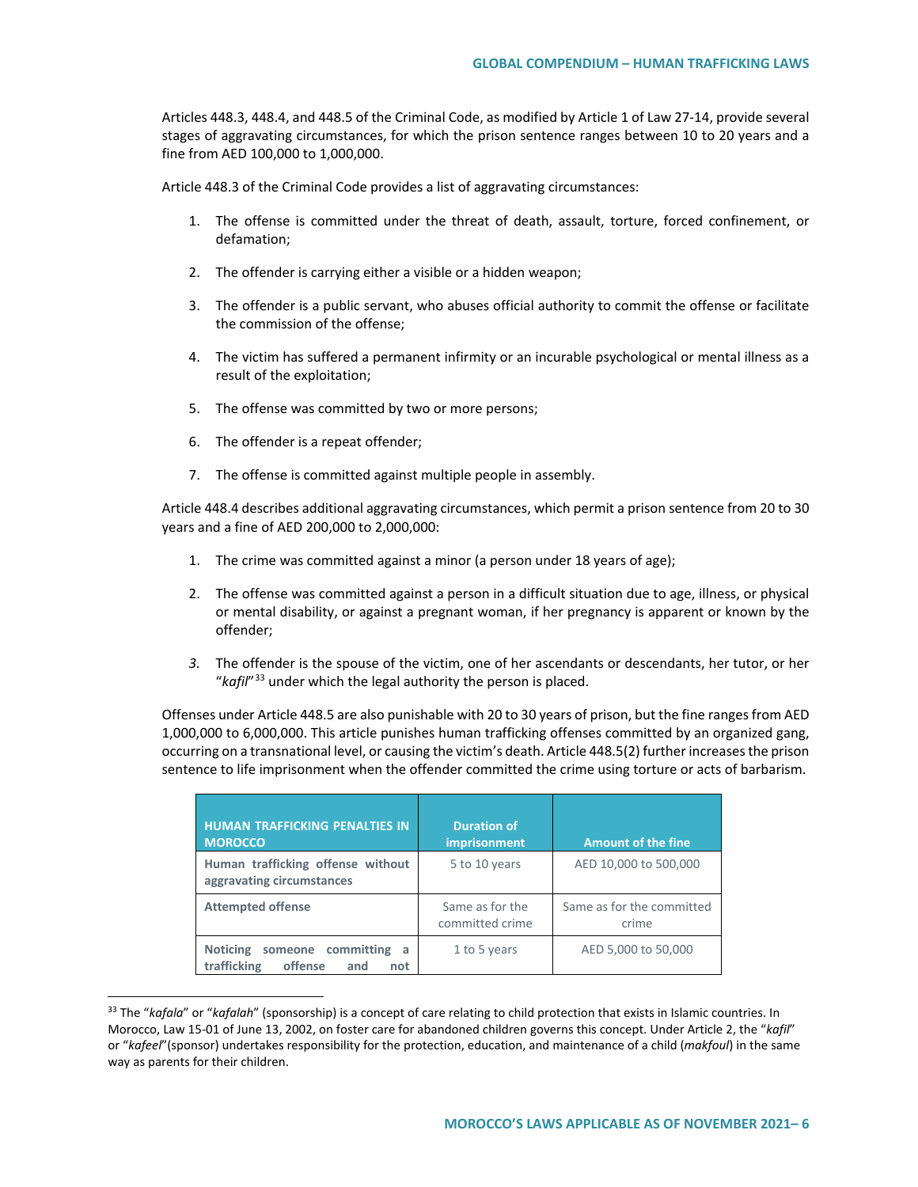Articles 448.3, 448.4, and 448.5 of the Criminal Code, as modified by Article 1 of Law 27-14, provide several stages of aggravating circumstances, for which the prison sentence ranges between 10 to 20 years and a fine from AED 100,000 to 1,000,000.

Article 448.3 of the Criminal Code provides a list of aggravating circumstances:

1. The offense is committed under the threat of death, assault, torture, forced confinement, or defamation;
2. The offender is carrying either a visible or a hidden weapon;
3. The offender is a public servant, who abuses official authority to commit the offense or facilitate the commission of the offense;
4. The victim has suffered a permanent infirmity or an incurable psychological or mental illness as a result of the exploitation;
5. The offense was committed by two or more persons;
6. The offender is a repeat offender;
7. The offense is committed against multiple people in assembly.

Article 448.4 describes additional aggravating circumstances, which permit a prison sentence from 20 to 30 years and a fine of AED 200,000 to 2,000,000:

1. The crime was committed against a minor (a person under 18 years of age);
2. The offense was committed against a person in a difficult situation due to age, illness, or physical or mental disability, or against a pregnant woman, if her pregnancy is apparent or known by the offender;
3. The offender is the spouse of the victim, one of her ascendants or descendants, her tutor, or her "*kafil*"[33] under which the legal authority the person is placed.

Offenses under Article 448.5 are also punishable with 20 to 30 years of prison, but the fine ranges from AED 1,000,000 to 6,000,000. This article punishes human trafficking offenses committed by an organized gang, occurring on a transnational level, or causing the victim's death. Article 448.5(2) further increases the prison sentence to life imprisonment when the offender committed the crime using torture or acts of barbarism.

| HUMAN TRAFFICKING PENALTIES IN MOROCCO | Duration of imprisonment | Amount of the fine |
|---|---|---|
| **Human trafficking offense without aggravating circumstances** | 5 to 10 years | AED 10,000 to 500,000 |
| **Attempted offense** | Same as for the committed crime | Same as for the committed crime |
| **Noticing someone committing a trafficking offense and not** | 1 to 5 years | AED 5,000 to 50,000 |

[33] The "*kafala*" or "*kafalah*" (sponsorship) is a concept of care relating to child protection that exists in Islamic countries. In Morocco, Law 15-01 of June 13, 2002, on foster care for abandoned children governs this concept. Under Article 2, the "*kafil*" or "*kafeel*"(sponsor) undertakes responsibility for the protection, education, and maintenance of a child (*makfoul*) in the same way as parents for their children.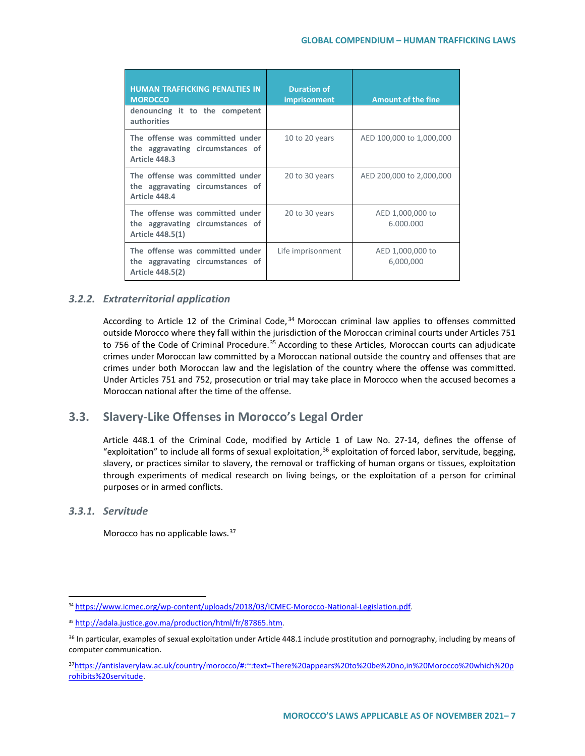| HUMAN TRAFFICKING PENALTIES IN MOROCCO | Duration of imprisonment | Amount of the fine |
|---|---|---|
| denouncing it to the competent authorities | | |
| The offense was committed under the aggravating circumstances of Article 448.3 | 10 to 20 years | AED 100,000 to 1,000,000 |
| The offense was committed under the aggravating circumstances of Article 448.4 | 20 to 30 years | AED 200,000 to 2,000,000 |
| The offense was committed under the aggravating circumstances of Article 448.5(1) | 20 to 30 years | AED 1,000,000 to 6.000.000 |
| The offense was committed under the aggravating circumstances of Article 448.5(2) | Life imprisonment | AED 1,000,000 to 6,000,000 |

### *3.2.2. Extraterritorial application*

According to Article 12 of the Criminal Code,[34] Moroccan criminal law applies to offenses committed outside Morocco where they fall within the jurisdiction of the Moroccan criminal courts under Articles 751 to 756 of the Code of Criminal Procedure.[35] According to these Articles, Moroccan courts can adjudicate crimes under Moroccan law committed by a Moroccan national outside the country and offenses that are crimes under both Moroccan law and the legislation of the country where the offense was committed. Under Articles 751 and 752, prosecution or trial may take place in Morocco when the accused becomes a Moroccan national after the time of the offense.

## 3.3. Slavery-Like Offenses in Morocco's Legal Order

Article 448.1 of the Criminal Code, modified by Article 1 of Law No. 27-14, defines the offense of "exploitation" to include all forms of sexual exploitation,[36] exploitation of forced labor, servitude, begging, slavery, or practices similar to slavery, the removal or trafficking of human organs or tissues, exploitation through experiments of medical research on living beings, or the exploitation of a person for criminal purposes or in armed conflicts.

### *3.3.1. Servitude*

Morocco has no applicable laws.[37]

---

[34] https://www.icmec.org/wp-content/uploads/2018/03/ICMEC-Morocco-National-Legislation.pdf.

[35] http://adala.justice.gov.ma/production/html/fr/87865.htm.

[36] In particular, examples of sexual exploitation under Article 448.1 include prostitution and pornography, including by means of computer communication.

[37] https://antislaverylaw.ac.uk/country/morocco/#:~:text=There%20appears%20to%20be%20no,in%20Morocco%20which%20prohibits%20servitude.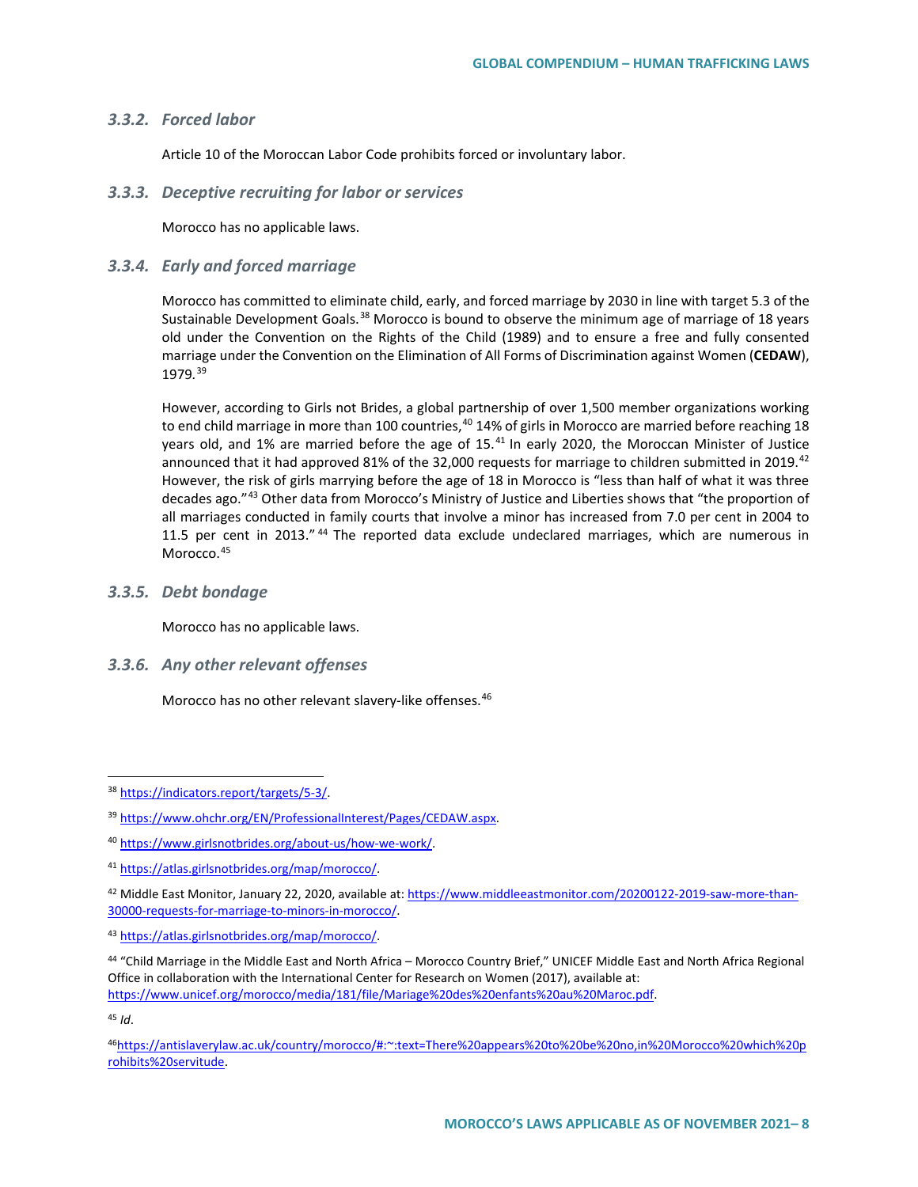### 3.3.2. *Forced labor*

Article 10 of the Moroccan Labor Code prohibits forced or involuntary labor.

### 3.3.3. *Deceptive recruiting for labor or services*

Morocco has no applicable laws.

### 3.3.4. *Early and forced marriage*

Morocco has committed to eliminate child, early, and forced marriage by 2030 in line with target 5.3 of the Sustainable Development Goals.[38] Morocco is bound to observe the minimum age of marriage of 18 years old under the Convention on the Rights of the Child (1989) and to ensure a free and fully consented marriage under the Convention on the Elimination of All Forms of Discrimination against Women (**CEDAW**), 1979.[39]

However, according to Girls not Brides, a global partnership of over 1,500 member organizations working to end child marriage in more than 100 countries,[40] 14% of girls in Morocco are married before reaching 18 years old, and 1% are married before the age of 15.[41] In early 2020, the Moroccan Minister of Justice announced that it had approved 81% of the 32,000 requests for marriage to children submitted in 2019.[42] However, the risk of girls marrying before the age of 18 in Morocco is "less than half of what it was three decades ago."[43] Other data from Morocco's Ministry of Justice and Liberties shows that "the proportion of all marriages conducted in family courts that involve a minor has increased from 7.0 per cent in 2004 to 11.5 per cent in 2013."[44] The reported data exclude undeclared marriages, which are numerous in Morocco.[45]

### 3.3.5. *Debt bondage*

Morocco has no applicable laws.

### 3.3.6. *Any other relevant offenses*

Morocco has no other relevant slavery-like offenses.[46]

---

[38] https://indicators.report/targets/5-3/.

[39] https://www.ohchr.org/EN/ProfessionalInterest/Pages/CEDAW.aspx.

[40] https://www.girlsnotbrides.org/about-us/how-we-work/.

[41] https://atlas.girlsnotbrides.org/map/morocco/.

[42] Middle East Monitor, January 22, 2020, available at: https://www.middleeastmonitor.com/20200122-2019-saw-more-than-30000-requests-for-marriage-to-minors-in-morocco/.

[43] https://atlas.girlsnotbrides.org/map/morocco/.

[44] "Child Marriage in the Middle East and North Africa – Morocco Country Brief," UNICEF Middle East and North Africa Regional Office in collaboration with the International Center for Research on Women (2017), available at: https://www.unicef.org/morocco/media/181/file/Mariage%20des%20enfants%20au%20Maroc.pdf.

[45] *Id*.

[46] https://antislaverylaw.ac.uk/country/morocco/#:~:text=There%20appears%20to%20be%20no,in%20Morocco%20which%20prohibits%20servitude.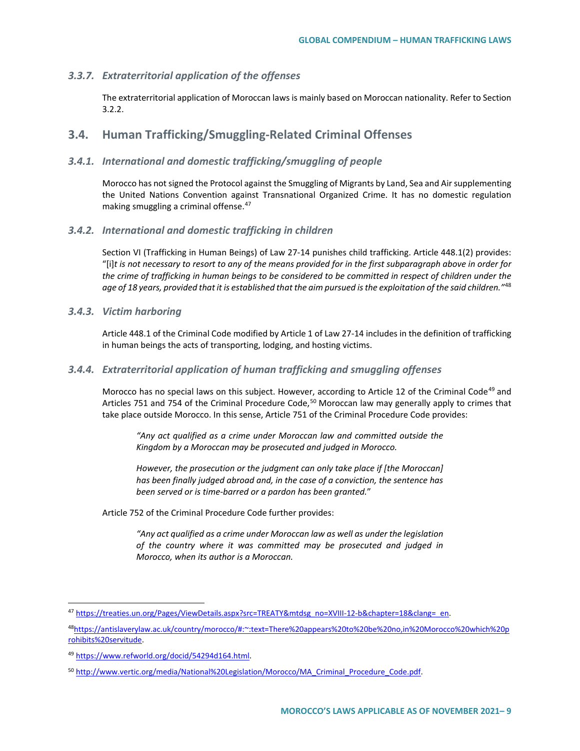### 3.3.7. *Extraterritorial application of the offenses*

The extraterritorial application of Moroccan laws is mainly based on Moroccan nationality. Refer to Section 3.2.2.

## 3.4. Human Trafficking/Smuggling-Related Criminal Offenses

### 3.4.1. *International and domestic trafficking/smuggling of people*

Morocco has not signed the Protocol against the Smuggling of Migrants by Land, Sea and Air supplementing the United Nations Convention against Transnational Organized Crime. It has no domestic regulation making smuggling a criminal offense.[47]

### 3.4.2. *International and domestic trafficking in children*

Section VI (Trafficking in Human Beings) of Law 27-14 punishes child trafficking. Article 448.1(2) provides: "[i]*t is not necessary to resort to any of the means provided for in the first subparagraph above in order for the crime of trafficking in human beings to be considered to be committed in respect of children under the age of 18 years, provided that it is established that the aim pursued is the exploitation of the said children."*[48]

### 3.4.3. *Victim harboring*

Article 448.1 of the Criminal Code modified by Article 1 of Law 27-14 includes in the definition of trafficking in human beings the acts of transporting, lodging, and hosting victims.

### 3.4.4. *Extraterritorial application of human trafficking and smuggling offenses*

Morocco has no special laws on this subject. However, according to Article 12 of the Criminal Code[49] and Articles 751 and 754 of the Criminal Procedure Code,[50] Moroccan law may generally apply to crimes that take place outside Morocco. In this sense, Article 751 of the Criminal Procedure Code provides:

> *"Any act qualified as a crime under Moroccan law and committed outside the Kingdom by a Moroccan may be prosecuted and judged in Morocco.*
>
> *However, the prosecution or the judgment can only take place if [the Moroccan] has been finally judged abroad and, in the case of a conviction, the sentence has been served or is time-barred or a pardon has been granted.*"

Article 752 of the Criminal Procedure Code further provides:

> *"Any act qualified as a crime under Moroccan law as well as under the legislation of the country where it was committed may be prosecuted and judged in Morocco, when its author is a Moroccan.*

---

[47] https://treaties.un.org/Pages/ViewDetails.aspx?src=TREATY&mtdsg_no=XVIII-12-b&chapter=18&clang=_en.

[48] https://antislaverylaw.ac.uk/country/morocco/#:~:text=There%20appears%20to%20be%20no,in%20Morocco%20which%20prohibits%20servitude.

[49] https://www.refworld.org/docid/54294d164.html.

[50] http://www.vertic.org/media/National%20Legislation/Morocco/MA_Criminal_Procedure_Code.pdf.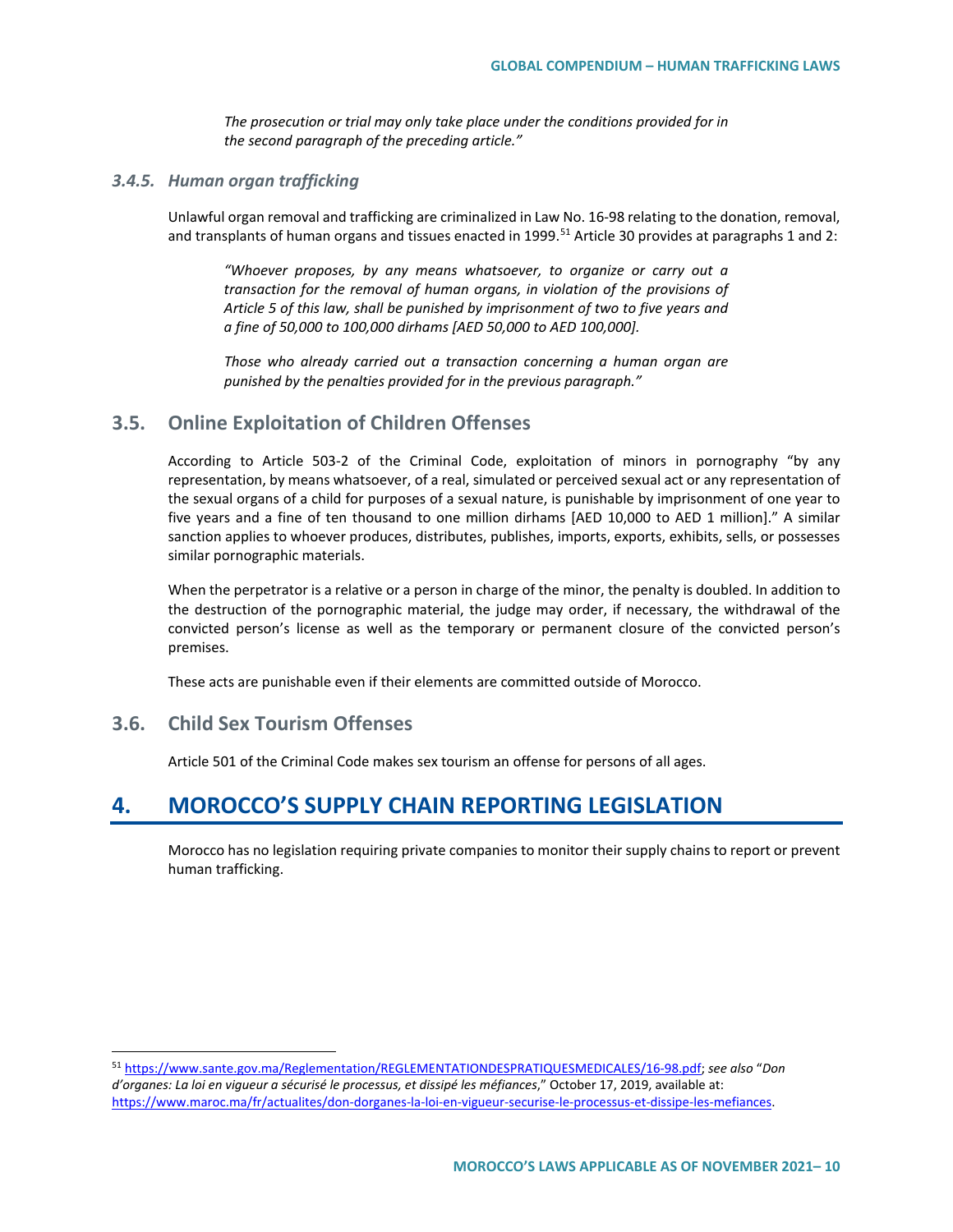*The prosecution or trial may only take place under the conditions provided for in the second paragraph of the preceding article."*

### *3.4.5. Human organ trafficking*

Unlawful organ removal and trafficking are criminalized in Law No. 16-98 relating to the donation, removal, and transplants of human organs and tissues enacted in 1999.[51] Article 30 provides at paragraphs 1 and 2:

> *"Whoever proposes, by any means whatsoever, to organize or carry out a transaction for the removal of human organs, in violation of the provisions of Article 5 of this law, shall be punished by imprisonment of two to five years and a fine of 50,000 to 100,000 dirhams [AED 50,000 to AED 100,000].*
>
> *Those who already carried out a transaction concerning a human organ are punished by the penalties provided for in the previous paragraph."*

## 3.5. Online Exploitation of Children Offenses

According to Article 503-2 of the Criminal Code, exploitation of minors in pornography "by any representation, by means whatsoever, of a real, simulated or perceived sexual act or any representation of the sexual organs of a child for purposes of a sexual nature, is punishable by imprisonment of one year to five years and a fine of ten thousand to one million dirhams [AED 10,000 to AED 1 million]." A similar sanction applies to whoever produces, distributes, publishes, imports, exports, exhibits, sells, or possesses similar pornographic materials.

When the perpetrator is a relative or a person in charge of the minor, the penalty is doubled. In addition to the destruction of the pornographic material, the judge may order, if necessary, the withdrawal of the convicted person's license as well as the temporary or permanent closure of the convicted person's premises.

These acts are punishable even if their elements are committed outside of Morocco.

## 3.6. Child Sex Tourism Offenses

Article 501 of the Criminal Code makes sex tourism an offense for persons of all ages.

# 4. MOROCCO'S SUPPLY CHAIN REPORTING LEGISLATION

Morocco has no legislation requiring private companies to monitor their supply chains to report or prevent human trafficking.

---

[51] https://www.sante.gov.ma/Reglementation/REGLEMENTATIONDESPRATIQUESMEDICALES/16-98.pdf; *see also* "*Don d'organes: La loi en vigueur a sécurisé le processus, et dissipé les méfiances*," October 17, 2019, available at: https://www.maroc.ma/fr/actualites/don-dorganes-la-loi-en-vigueur-securise-le-processus-et-dissipe-les-mefiances.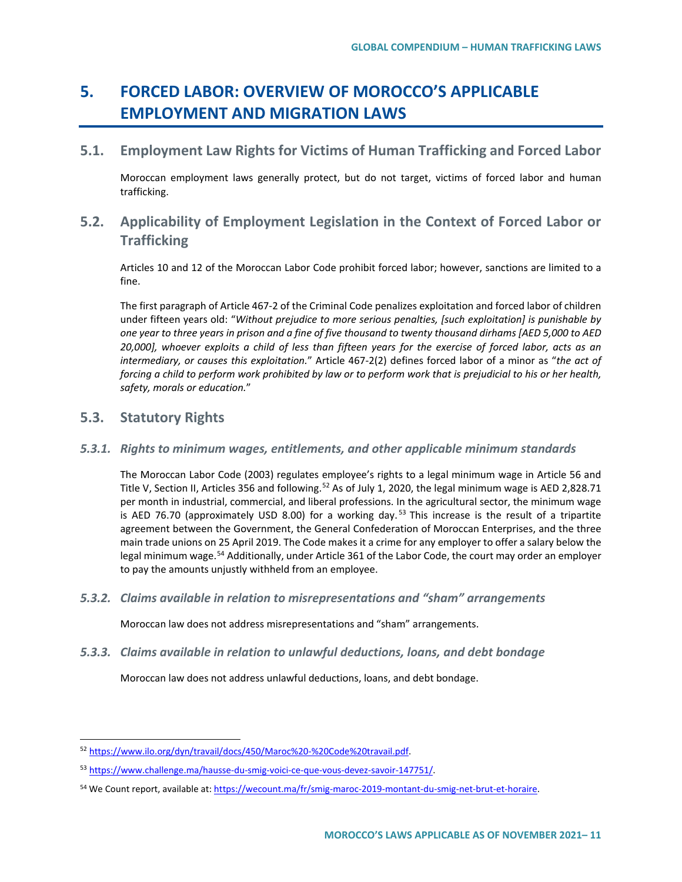# 5. FORCED LABOR: OVERVIEW OF MOROCCO'S APPLICABLE EMPLOYMENT AND MIGRATION LAWS

## 5.1. Employment Law Rights for Victims of Human Trafficking and Forced Labor

Moroccan employment laws generally protect, but do not target, victims of forced labor and human trafficking.

## 5.2. Applicability of Employment Legislation in the Context of Forced Labor or Trafficking

Articles 10 and 12 of the Moroccan Labor Code prohibit forced labor; however, sanctions are limited to a fine.

The first paragraph of Article 467-2 of the Criminal Code penalizes exploitation and forced labor of children under fifteen years old: "*Without prejudice to more serious penalties, [such exploitation] is punishable by one year to three years in prison and a fine of five thousand to twenty thousand dirhams [AED 5,000 to AED 20,000], whoever exploits a child of less than fifteen years for the exercise of forced labor, acts as an intermediary, or causes this exploitation.*" Article 467-2(2) defines forced labor of a minor as "*the act of forcing a child to perform work prohibited by law or to perform work that is prejudicial to his or her health, safety, morals or education.*"

## 5.3. Statutory Rights

### *5.3.1. Rights to minimum wages, entitlements, and other applicable minimum standards*

The Moroccan Labor Code (2003) regulates employee's rights to a legal minimum wage in Article 56 and Title V, Section II, Articles 356 and following.[52] As of July 1, 2020, the legal minimum wage is AED 2,828.71 per month in industrial, commercial, and liberal professions. In the agricultural sector, the minimum wage is AED 76.70 (approximately USD 8.00) for a working day.[53] This increase is the result of a tripartite agreement between the Government, the General Confederation of Moroccan Enterprises, and the three main trade unions on 25 April 2019. The Code makes it a crime for any employer to offer a salary below the legal minimum wage.[54] Additionally, under Article 361 of the Labor Code, the court may order an employer to pay the amounts unjustly withheld from an employee.

### *5.3.2. Claims available in relation to misrepresentations and "sham" arrangements*

Moroccan law does not address misrepresentations and "sham" arrangements.

### *5.3.3. Claims available in relation to unlawful deductions, loans, and debt bondage*

Moroccan law does not address unlawful deductions, loans, and debt bondage.

---

[52] https://www.ilo.org/dyn/travail/docs/450/Maroc%20-%20Code%20travail.pdf.

[53] https://www.challenge.ma/hausse-du-smig-voici-ce-que-vous-devez-savoir-147751/.

[54] We Count report, available at: https://wecount.ma/fr/smig-maroc-2019-montant-du-smig-net-brut-et-horaire.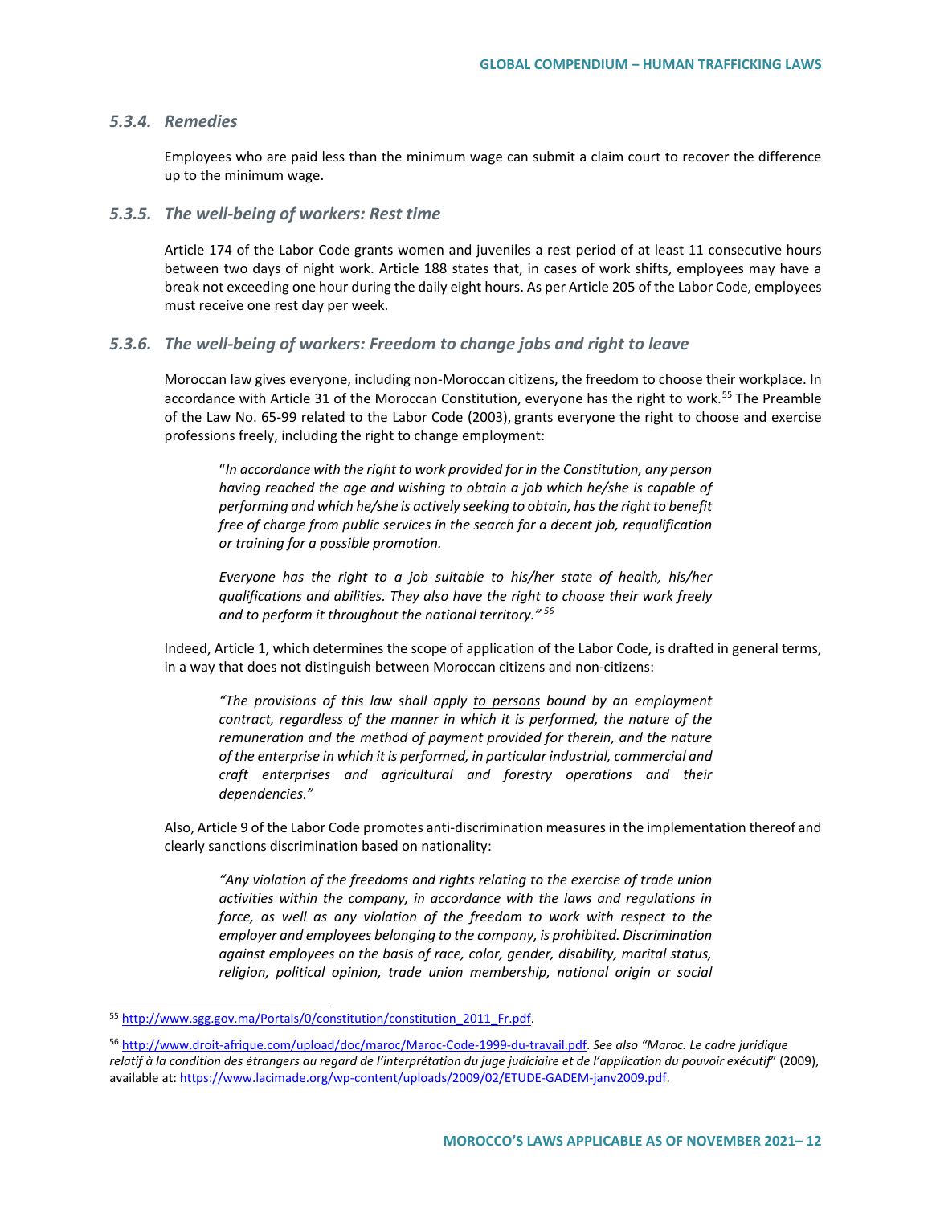### 5.3.4. Remedies

Employees who are paid less than the minimum wage can submit a claim court to recover the difference up to the minimum wage.

### 5.3.5. The well-being of workers: Rest time

Article 174 of the Labor Code grants women and juveniles a rest period of at least 11 consecutive hours between two days of night work. Article 188 states that, in cases of work shifts, employees may have a break not exceeding one hour during the daily eight hours. As per Article 205 of the Labor Code, employees must receive one rest day per week.

### 5.3.6. The well-being of workers: Freedom to change jobs and right to leave

Moroccan law gives everyone, including non-Moroccan citizens, the freedom to choose their workplace. In accordance with Article 31 of the Moroccan Constitution, everyone has the right to work.[55] The Preamble of the Law No. 65-99 related to the Labor Code (2003), grants everyone the right to choose and exercise professions freely, including the right to change employment:

> "*In accordance with the right to work provided for in the Constitution, any person having reached the age and wishing to obtain a job which he/she is capable of performing and which he/she is actively seeking to obtain, has the right to benefit free of charge from public services in the search for a decent job, requalification or training for a possible promotion.*
>
> *Everyone has the right to a job suitable to his/her state of health, his/her qualifications and abilities. They also have the right to choose their work freely and to perform it throughout the national territory.*"[56]

Indeed, Article 1, which determines the scope of application of the Labor Code, is drafted in general terms, in a way that does not distinguish between Moroccan citizens and non-citizens:

> *"The provisions of this law shall apply <u>to persons</u> bound by an employment contract, regardless of the manner in which it is performed, the nature of the remuneration and the method of payment provided for therein, and the nature of the enterprise in which it is performed, in particular industrial, commercial and craft enterprises and agricultural and forestry operations and their dependencies."*

Also, Article 9 of the Labor Code promotes anti-discrimination measures in the implementation thereof and clearly sanctions discrimination based on nationality:

> *"Any violation of the freedoms and rights relating to the exercise of trade union activities within the company, in accordance with the laws and regulations in force, as well as any violation of the freedom to work with respect to the employer and employees belonging to the company, is prohibited. Discrimination against employees on the basis of race, color, gender, disability, marital status, religion, political opinion, trade union membership, national origin or social*

---

[55] http://www.sgg.gov.ma/Portals/0/constitution/constitution_2011_Fr.pdf.

[56] http://www.droit-afrique.com/upload/doc/maroc/Maroc-Code-1999-du-travail.pdf. *See also "Maroc. Le cadre juridique relatif à la condition des étrangers au regard de l'interprétation du juge judiciaire et de l'application du pouvoir exécutif*" (2009), available at: https://www.lacimade.org/wp-content/uploads/2009/02/ETUDE-GADEM-janv2009.pdf.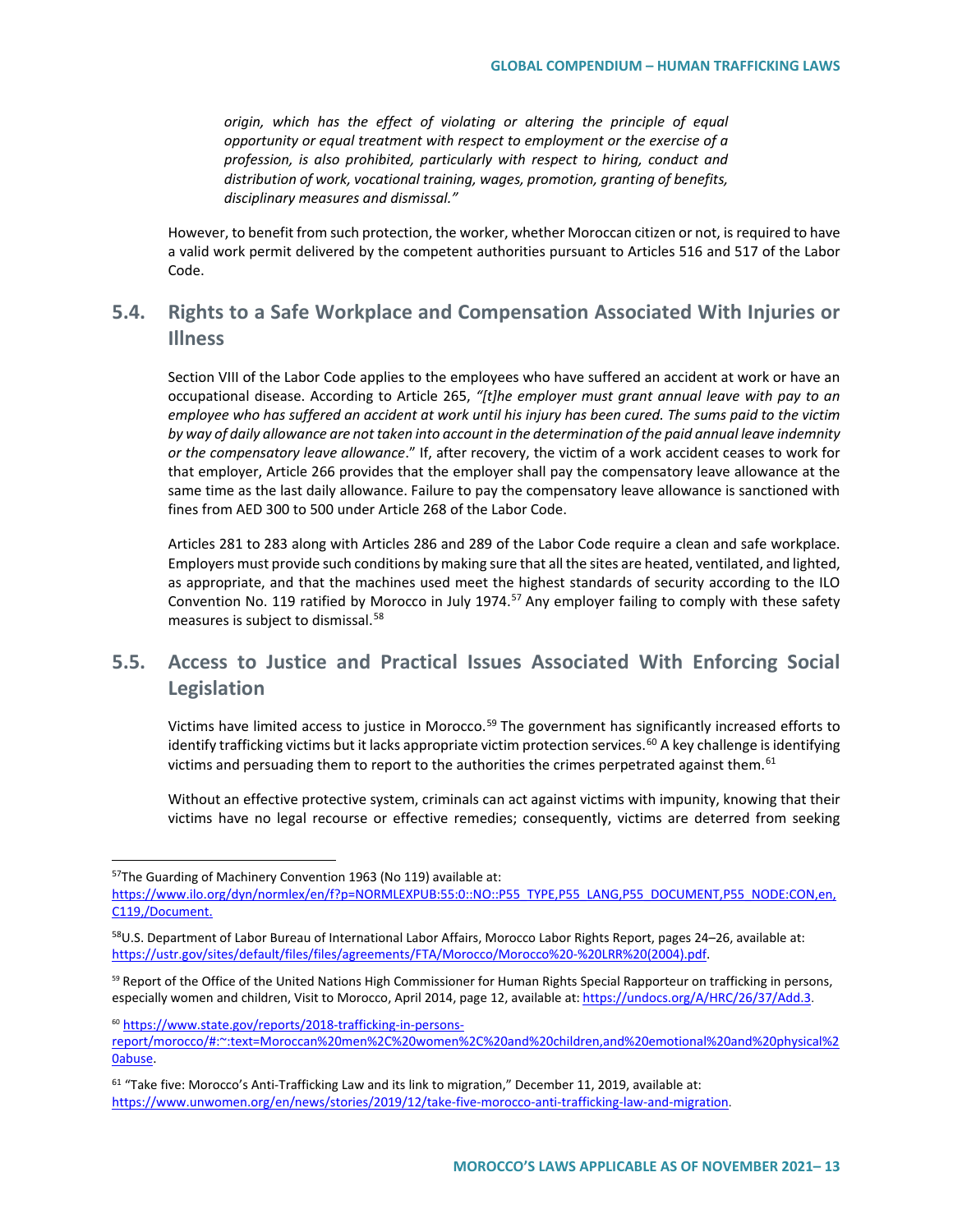*origin, which has the effect of violating or altering the principle of equal opportunity or equal treatment with respect to employment or the exercise of a profession, is also prohibited, particularly with respect to hiring, conduct and distribution of work, vocational training, wages, promotion, granting of benefits, disciplinary measures and dismissal."*

However, to benefit from such protection, the worker, whether Moroccan citizen or not, is required to have a valid work permit delivered by the competent authorities pursuant to Articles 516 and 517 of the Labor Code.

## 5.4. Rights to a Safe Workplace and Compensation Associated With Injuries or Illness

Section VIII of the Labor Code applies to the employees who have suffered an accident at work or have an occupational disease. According to Article 265, *"[t]he employer must grant annual leave with pay to an employee who has suffered an accident at work until his injury has been cured. The sums paid to the victim by way of daily allowance are not taken into account in the determination of the paid annual leave indemnity or the compensatory leave allowance*." If, after recovery, the victim of a work accident ceases to work for that employer, Article 266 provides that the employer shall pay the compensatory leave allowance at the same time as the last daily allowance. Failure to pay the compensatory leave allowance is sanctioned with fines from AED 300 to 500 under Article 268 of the Labor Code.

Articles 281 to 283 along with Articles 286 and 289 of the Labor Code require a clean and safe workplace. Employers must provide such conditions by making sure that all the sites are heated, ventilated, and lighted, as appropriate, and that the machines used meet the highest standards of security according to the ILO Convention No. 119 ratified by Morocco in July 1974.[57] Any employer failing to comply with these safety measures is subject to dismissal.[58]

## 5.5. Access to Justice and Practical Issues Associated With Enforcing Social Legislation

Victims have limited access to justice in Morocco.[59] The government has significantly increased efforts to identify trafficking victims but it lacks appropriate victim protection services.[60] A key challenge is identifying victims and persuading them to report to the authorities the crimes perpetrated against them.[61]

Without an effective protective system, criminals can act against victims with impunity, knowing that their victims have no legal recourse or effective remedies; consequently, victims are deterred from seeking

---

[57] The Guarding of Machinery Convention 1963 (No 119) available at: https://www.ilo.org/dyn/normlex/en/f?p=NORMLEXPUB:55:0::NO::P55_TYPE,P55_LANG,P55_DOCUMENT,P55_NODE:CON,en,C119,/Document.

[58] U.S. Department of Labor Bureau of International Labor Affairs, Morocco Labor Rights Report, pages 24–26, available at: https://ustr.gov/sites/default/files/files/agreements/FTA/Morocco/Morocco%20-%20LRR%20(2004).pdf.

[59] Report of the Office of the United Nations High Commissioner for Human Rights Special Rapporteur on trafficking in persons, especially women and children, Visit to Morocco, April 2014, page 12, available at: https://undocs.org/A/HRC/26/37/Add.3.

[60] https://www.state.gov/reports/2018-trafficking-in-persons-report/morocco/#:~:text=Moroccan%20men%2C%20women%2C%20and%20children,and%20emotional%20and%20physical%20abuse.

[61] "Take five: Morocco's Anti-Trafficking Law and its link to migration," December 11, 2019, available at: https://www.unwomen.org/en/news/stories/2019/12/take-five-morocco-anti-trafficking-law-and-migration.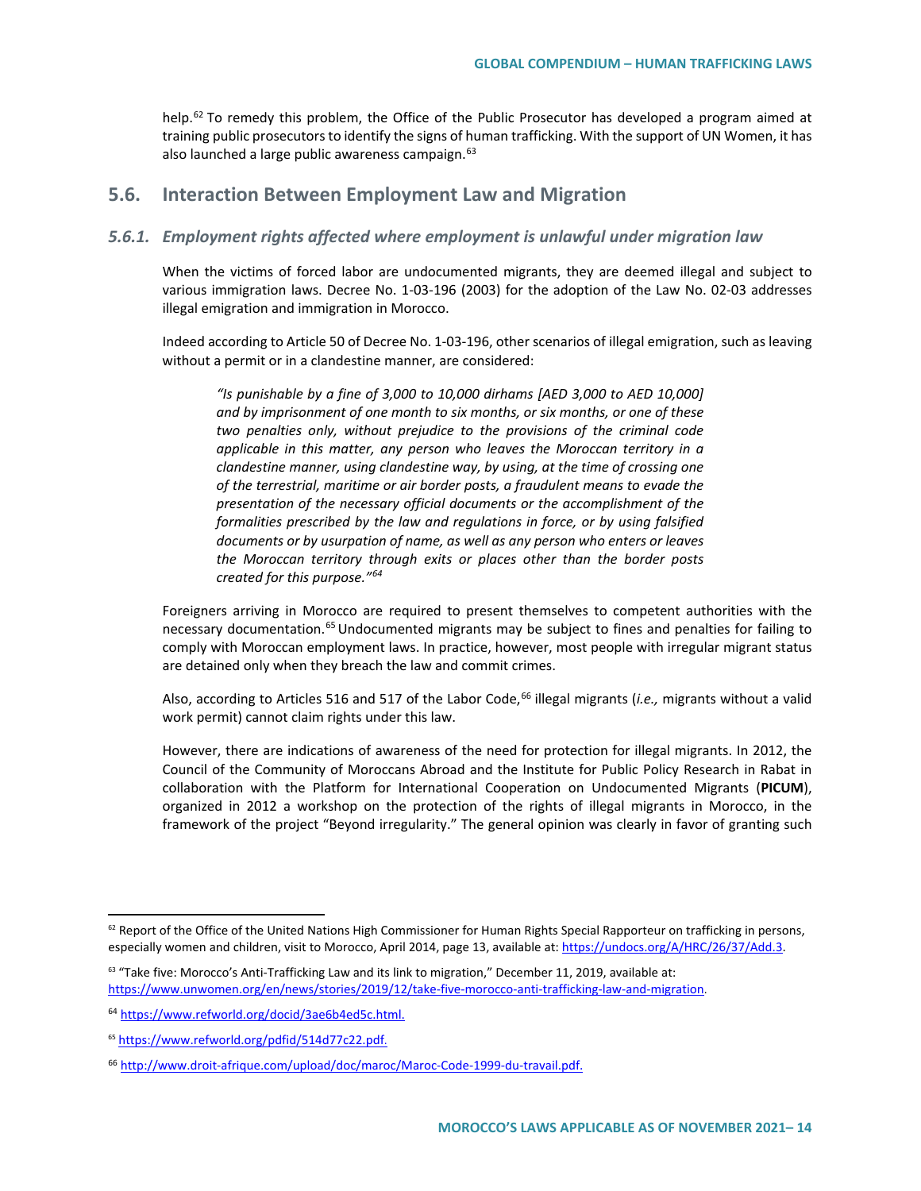help.[62] To remedy this problem, the Office of the Public Prosecutor has developed a program aimed at training public prosecutors to identify the signs of human trafficking. With the support of UN Women, it has also launched a large public awareness campaign.[63]

## 5.6. Interaction Between Employment Law and Migration

### *5.6.1. Employment rights affected where employment is unlawful under migration law*

When the victims of forced labor are undocumented migrants, they are deemed illegal and subject to various immigration laws. Decree No. 1-03-196 (2003) for the adoption of the Law No. 02-03 addresses illegal emigration and immigration in Morocco.

Indeed according to Article 50 of Decree No. 1-03-196, other scenarios of illegal emigration, such as leaving without a permit or in a clandestine manner, are considered:

> *"Is punishable by a fine of 3,000 to 10,000 dirhams [AED 3,000 to AED 10,000] and by imprisonment of one month to six months, or six months, or one of these two penalties only, without prejudice to the provisions of the criminal code applicable in this matter, any person who leaves the Moroccan territory in a clandestine manner, using clandestine way, by using, at the time of crossing one of the terrestrial, maritime or air border posts, a fraudulent means to evade the presentation of the necessary official documents or the accomplishment of the formalities prescribed by the law and regulations in force, or by using falsified documents or by usurpation of name, as well as any person who enters or leaves the Moroccan territory through exits or places other than the border posts created for this purpose."*[64]

Foreigners arriving in Morocco are required to present themselves to competent authorities with the necessary documentation.[65] Undocumented migrants may be subject to fines and penalties for failing to comply with Moroccan employment laws. In practice, however, most people with irregular migrant status are detained only when they breach the law and commit crimes.

Also, according to Articles 516 and 517 of the Labor Code,[66] illegal migrants (*i.e.,* migrants without a valid work permit) cannot claim rights under this law.

However, there are indications of awareness of the need for protection for illegal migrants. In 2012, the Council of the Community of Moroccans Abroad and the Institute for Public Policy Research in Rabat in collaboration with the Platform for International Cooperation on Undocumented Migrants (**PICUM**), organized in 2012 a workshop on the protection of the rights of illegal migrants in Morocco, in the framework of the project "Beyond irregularity." The general opinion was clearly in favor of granting such

---

[62] Report of the Office of the United Nations High Commissioner for Human Rights Special Rapporteur on trafficking in persons, especially women and children, visit to Morocco, April 2014, page 13, available at: https://undocs.org/A/HRC/26/37/Add.3.

[63] "Take five: Morocco's Anti-Trafficking Law and its link to migration," December 11, 2019, available at: https://www.unwomen.org/en/news/stories/2019/12/take-five-morocco-anti-trafficking-law-and-migration.

[64] https://www.refworld.org/docid/3ae6b4ed5c.html.

[65] https://www.refworld.org/pdfid/514d77c22.pdf.

[66] http://www.droit-afrique.com/upload/doc/maroc/Maroc-Code-1999-du-travail.pdf.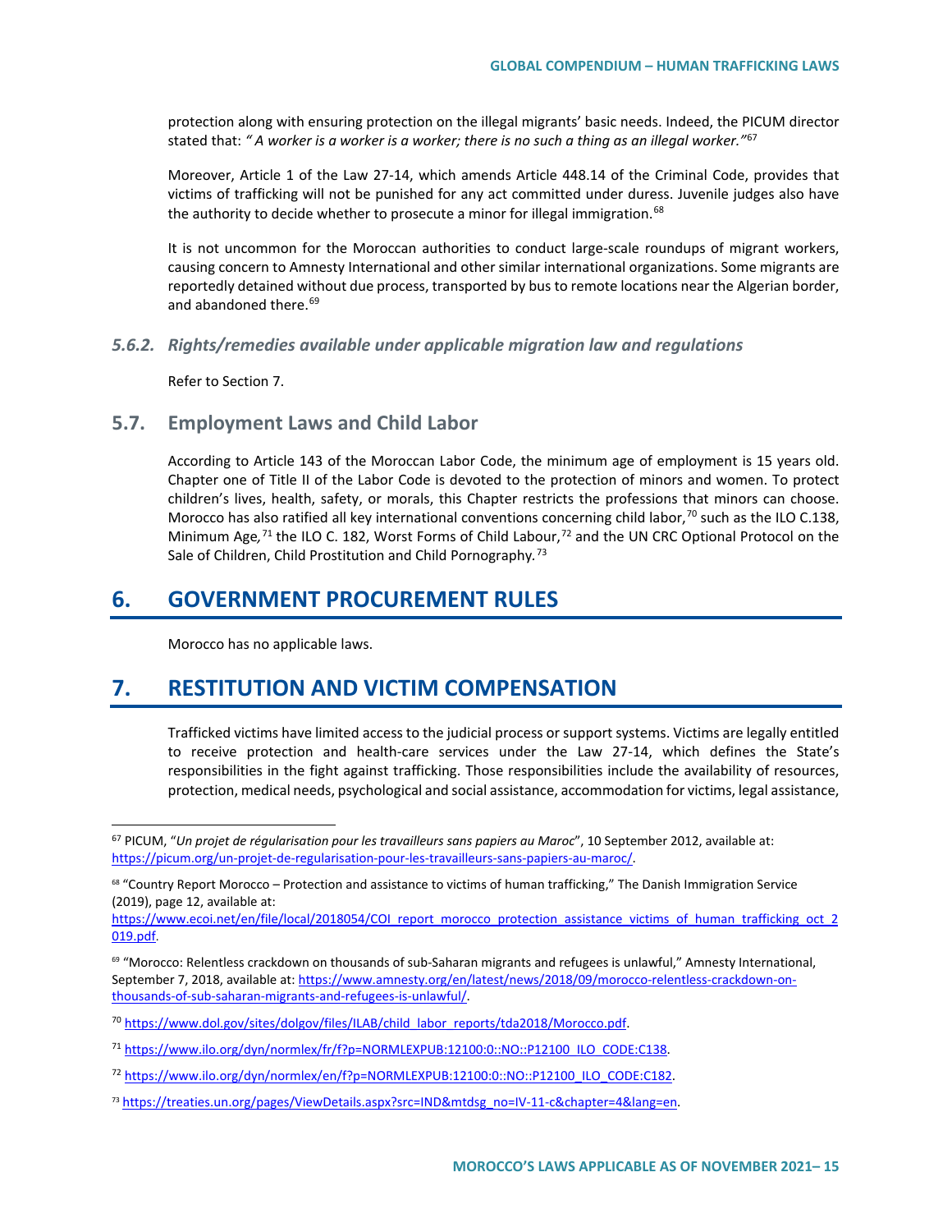protection along with ensuring protection on the illegal migrants' basic needs. Indeed, the PICUM director stated that: *" A worker is a worker is a worker; there is no such a thing as an illegal worker."*[67]

Moreover, Article 1 of the Law 27-14, which amends Article 448.14 of the Criminal Code, provides that victims of trafficking will not be punished for any act committed under duress. Juvenile judges also have the authority to decide whether to prosecute a minor for illegal immigration.[68]

It is not uncommon for the Moroccan authorities to conduct large-scale roundups of migrant workers, causing concern to Amnesty International and other similar international organizations. Some migrants are reportedly detained without due process, transported by bus to remote locations near the Algerian border, and abandoned there.[69]

### *5.6.2. Rights/remedies available under applicable migration law and regulations*

Refer to Section 7.

## 5.7. Employment Laws and Child Labor

According to Article 143 of the Moroccan Labor Code, the minimum age of employment is 15 years old. Chapter one of Title II of the Labor Code is devoted to the protection of minors and women. To protect children's lives, health, safety, or morals, this Chapter restricts the professions that minors can choose. Morocco has also ratified all key international conventions concerning child labor,[70] such as the ILO C.138, Minimum Age,[71] the ILO C. 182, Worst Forms of Child Labour,[72] and the UN CRC Optional Protocol on the Sale of Children, Child Prostitution and Child Pornography.[73]

# 6. GOVERNMENT PROCUREMENT RULES

Morocco has no applicable laws.

# 7. RESTITUTION AND VICTIM COMPENSATION

Trafficked victims have limited access to the judicial process or support systems. Victims are legally entitled to receive protection and health-care services under the Law 27-14, which defines the State's responsibilities in the fight against trafficking. Those responsibilities include the availability of resources, protection, medical needs, psychological and social assistance, accommodation for victims, legal assistance,

---

[67] PICUM, "*Un projet de régularisation pour les travailleurs sans papiers au Maroc*", 10 September 2012, available at: https://picum.org/un-projet-de-regularisation-pour-les-travailleurs-sans-papiers-au-maroc/.

[68] "Country Report Morocco – Protection and assistance to victims of human trafficking," The Danish Immigration Service (2019), page 12, available at: https://www.ecoi.net/en/file/local/2018054/COI_report_morocco_protection_assistance_victims_of_human_trafficking_oct_2019.pdf.

[69] "Morocco: Relentless crackdown on thousands of sub-Saharan migrants and refugees is unlawful," Amnesty International, September 7, 2018, available at: https://www.amnesty.org/en/latest/news/2018/09/morocco-relentless-crackdown-on-thousands-of-sub-saharan-migrants-and-refugees-is-unlawful/.

[70] https://www.dol.gov/sites/dolgov/files/ILAB/child_labor_reports/tda2018/Morocco.pdf.

[71] https://www.ilo.org/dyn/normlex/fr/f?p=NORMLEXPUB:12100:0::NO::P12100_ILO_CODE:C138.

[72] https://www.ilo.org/dyn/normlex/en/f?p=NORMLEXPUB:12100:0::NO::P12100_ILO_CODE:C182.

[73] https://treaties.un.org/pages/ViewDetails.aspx?src=IND&mtdsg_no=IV-11-c&chapter=4&lang=en.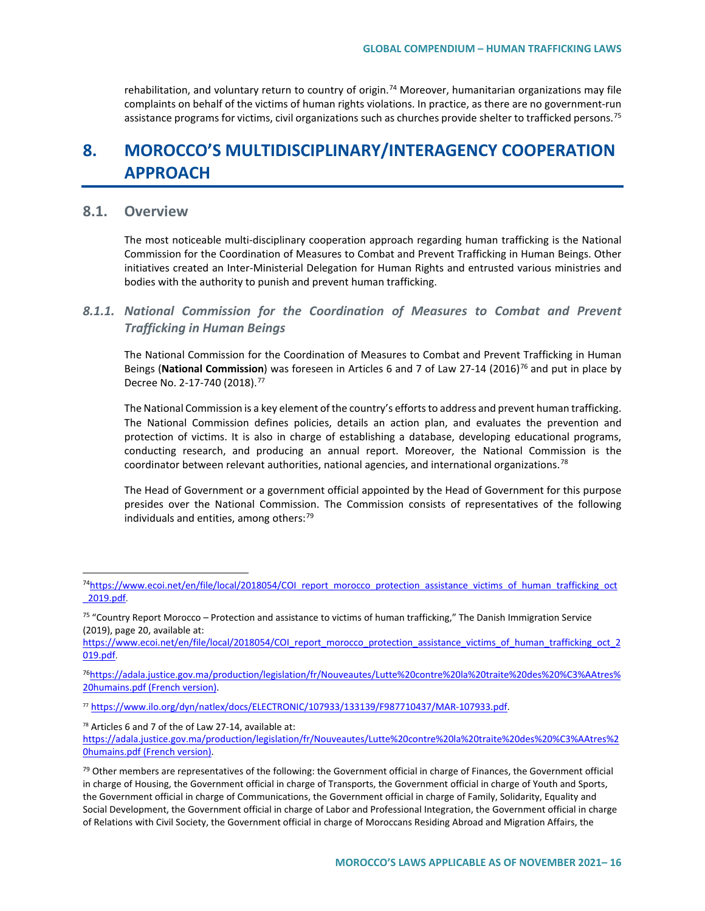rehabilitation, and voluntary return to country of origin.[74] Moreover, humanitarian organizations may file complaints on behalf of the victims of human rights violations. In practice, as there are no government-run assistance programs for victims, civil organizations such as churches provide shelter to trafficked persons.[75]

# 8. MOROCCO'S MULTIDISCIPLINARY/INTERAGENCY COOPERATION APPROACH

## 8.1. Overview

The most noticeable multi-disciplinary cooperation approach regarding human trafficking is the National Commission for the Coordination of Measures to Combat and Prevent Trafficking in Human Beings. Other initiatives created an Inter-Ministerial Delegation for Human Rights and entrusted various ministries and bodies with the authority to punish and prevent human trafficking.

### *8.1.1. National Commission for the Coordination of Measures to Combat and Prevent Trafficking in Human Beings*

The National Commission for the Coordination of Measures to Combat and Prevent Trafficking in Human Beings (**National Commission**) was foreseen in Articles 6 and 7 of Law 27-14 (2016)[76] and put in place by Decree No. 2-17-740 (2018).[77]

The National Commission is a key element of the country's efforts to address and prevent human trafficking. The National Commission defines policies, details an action plan, and evaluates the prevention and protection of victims. It is also in charge of establishing a database, developing educational programs, conducting research, and producing an annual report. Moreover, the National Commission is the coordinator between relevant authorities, national agencies, and international organizations.[78]

The Head of Government or a government official appointed by the Head of Government for this purpose presides over the National Commission. The Commission consists of representatives of the following individuals and entities, among others:[79]

---

[74] https://www.ecoi.net/en/file/local/2018054/COI_report_morocco_protection_assistance_victims_of_human_trafficking_oct_2019.pdf.

[75] "Country Report Morocco – Protection and assistance to victims of human trafficking," The Danish Immigration Service (2019), page 20, available at: https://www.ecoi.net/en/file/local/2018054/COI_report_morocco_protection_assistance_victims_of_human_trafficking_oct_2019.pdf.

[76] https://adala.justice.gov.ma/production/legislation/fr/Nouveautes/Lutte%20contre%20la%20traite%20des%20%C3%AAtres%20humains.pdf (French version).

[77] https://www.ilo.org/dyn/natlex/docs/ELECTRONIC/107933/133139/F987710437/MAR-107933.pdf.

[78] Articles 6 and 7 of the of Law 27-14, available at: https://adala.justice.gov.ma/production/legislation/fr/Nouveautes/Lutte%20contre%20la%20traite%20des%20%C3%AAtres%20humains.pdf (French version).

[79] Other members are representatives of the following: the Government official in charge of Finances, the Government official in charge of Housing, the Government official in charge of Transports, the Government official in charge of Youth and Sports, the Government official in charge of Communications, the Government official in charge of Family, Solidarity, Equality and Social Development, the Government official in charge of Labor and Professional Integration, the Government official in charge of Relations with Civil Society, the Government official in charge of Moroccans Residing Abroad and Migration Affairs, the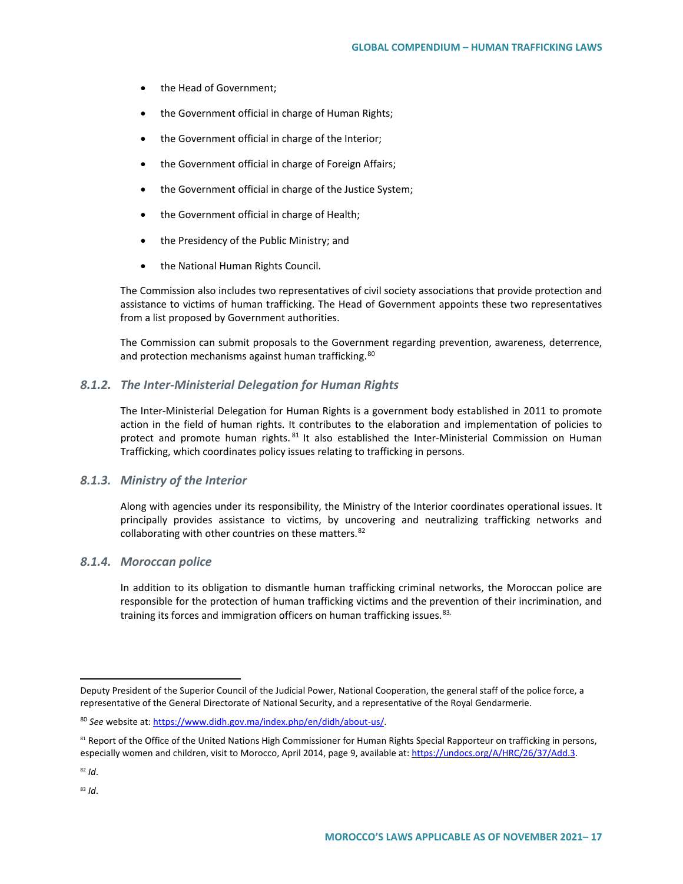- the Head of Government;
- the Government official in charge of Human Rights;
- the Government official in charge of the Interior;
- the Government official in charge of Foreign Affairs;
- the Government official in charge of the Justice System;
- the Government official in charge of Health;
- the Presidency of the Public Ministry; and
- the National Human Rights Council.

The Commission also includes two representatives of civil society associations that provide protection and assistance to victims of human trafficking. The Head of Government appoints these two representatives from a list proposed by Government authorities.

The Commission can submit proposals to the Government regarding prevention, awareness, deterrence, and protection mechanisms against human trafficking.[80]

### 8.1.2. The Inter-Ministerial Delegation for Human Rights

The Inter-Ministerial Delegation for Human Rights is a government body established in 2011 to promote action in the field of human rights. It contributes to the elaboration and implementation of policies to protect and promote human rights.[81] It also established the Inter-Ministerial Commission on Human Trafficking, which coordinates policy issues relating to trafficking in persons.

### 8.1.3. Ministry of the Interior

Along with agencies under its responsibility, the Ministry of the Interior coordinates operational issues. It principally provides assistance to victims, by uncovering and neutralizing trafficking networks and collaborating with other countries on these matters.[82]

### 8.1.4. Moroccan police

In addition to its obligation to dismantle human trafficking criminal networks, the Moroccan police are responsible for the protection of human trafficking victims and the prevention of their incrimination, and training its forces and immigration officers on human trafficking issues.[83]

---

Deputy President of the Superior Council of the Judicial Power, National Cooperation, the general staff of the police force, a representative of the General Directorate of National Security, and a representative of the Royal Gendarmerie.

[80] *See* website at: https://www.didh.gov.ma/index.php/en/didh/about-us/.

[81] Report of the Office of the United Nations High Commissioner for Human Rights Special Rapporteur on trafficking in persons, especially women and children, visit to Morocco, April 2014, page 9, available at: https://undocs.org/A/HRC/26/37/Add.3.

[82] *Id*.

[83] *Id*.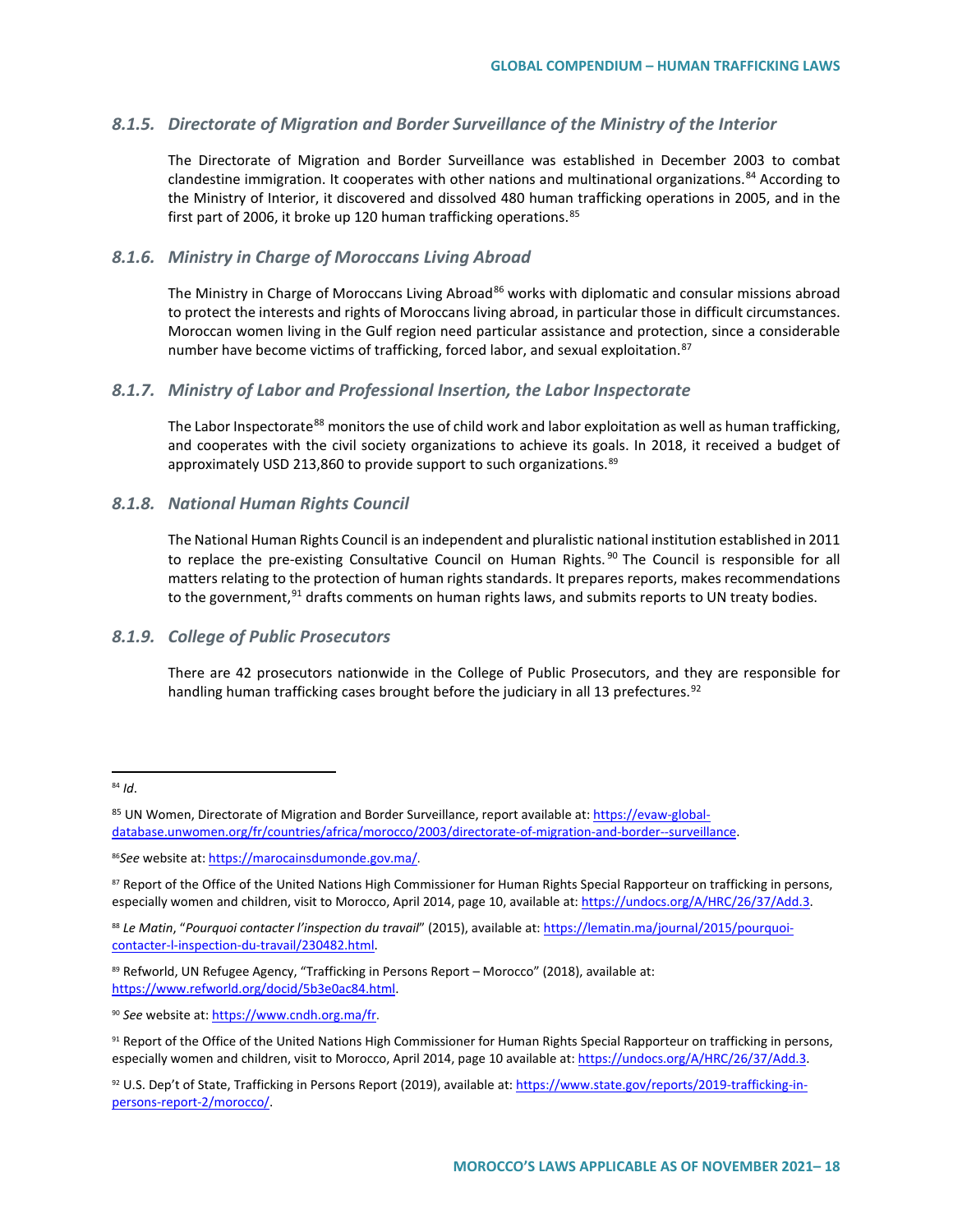### 8.1.5. *Directorate of Migration and Border Surveillance of the Ministry of the Interior*

The Directorate of Migration and Border Surveillance was established in December 2003 to combat clandestine immigration. It cooperates with other nations and multinational organizations.[84] According to the Ministry of Interior, it discovered and dissolved 480 human trafficking operations in 2005, and in the first part of 2006, it broke up 120 human trafficking operations.[85]

### 8.1.6. *Ministry in Charge of Moroccans Living Abroad*

The Ministry in Charge of Moroccans Living Abroad[86] works with diplomatic and consular missions abroad to protect the interests and rights of Moroccans living abroad, in particular those in difficult circumstances. Moroccan women living in the Gulf region need particular assistance and protection, since a considerable number have become victims of trafficking, forced labor, and sexual exploitation.[87]

### 8.1.7. *Ministry of Labor and Professional Insertion, the Labor Inspectorate*

The Labor Inspectorate[88] monitors the use of child work and labor exploitation as well as human trafficking, and cooperates with the civil society organizations to achieve its goals. In 2018, it received a budget of approximately USD 213,860 to provide support to such organizations.[89]

### 8.1.8. *National Human Rights Council*

The National Human Rights Council is an independent and pluralistic national institution established in 2011 to replace the pre-existing Consultative Council on Human Rights.[90] The Council is responsible for all matters relating to the protection of human rights standards. It prepares reports, makes recommendations to the government,[91] drafts comments on human rights laws, and submits reports to UN treaty bodies.

### 8.1.9. *College of Public Prosecutors*

There are 42 prosecutors nationwide in the College of Public Prosecutors, and they are responsible for handling human trafficking cases brought before the judiciary in all 13 prefectures.[92]

---

[84] *Id*.

[85] UN Women, Directorate of Migration and Border Surveillance, report available at: https://evaw-global-database.unwomen.org/fr/countries/africa/morocco/2003/directorate-of-migration-and-border--surveillance.

[86] *See* website at: https://marocainsdumonde.gov.ma/.

[87] Report of the Office of the United Nations High Commissioner for Human Rights Special Rapporteur on trafficking in persons, especially women and children, visit to Morocco, April 2014, page 10, available at: https://undocs.org/A/HRC/26/37/Add.3.

[88] *Le Matin*, "*Pourquoi contacter l'inspection du travail*" (2015), available at: https://lematin.ma/journal/2015/pourquoi-contacter-l-inspection-du-travail/230482.html.

[89] Refworld, UN Refugee Agency, "Trafficking in Persons Report – Morocco" (2018), available at: https://www.refworld.org/docid/5b3e0ac84.html.

[90] *See* website at: https://www.cndh.org.ma/fr.

[91] Report of the Office of the United Nations High Commissioner for Human Rights Special Rapporteur on trafficking in persons, especially women and children, visit to Morocco, April 2014, page 10 available at: https://undocs.org/A/HRC/26/37/Add.3.

[92] U.S. Dep't of State, Trafficking in Persons Report (2019), available at: https://www.state.gov/reports/2019-trafficking-in-persons-report-2/morocco/.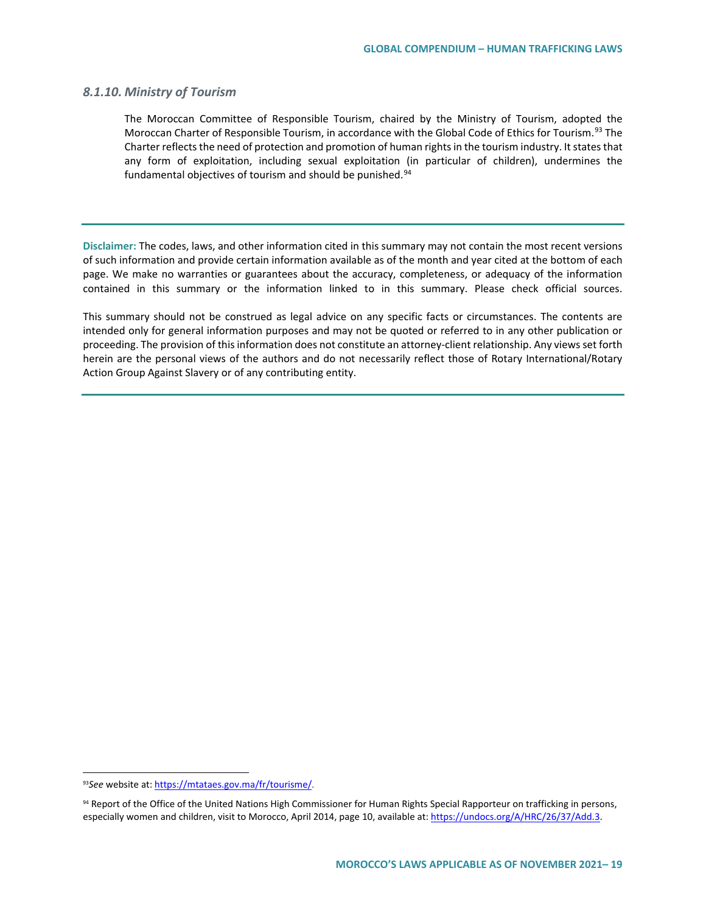### *8.1.10. Ministry of Tourism*

The Moroccan Committee of Responsible Tourism, chaired by the Ministry of Tourism, adopted the Moroccan Charter of Responsible Tourism, in accordance with the Global Code of Ethics for Tourism.[93] The Charter reflects the need of protection and promotion of human rights in the tourism industry. It states that any form of exploitation, including sexual exploitation (in particular of children), undermines the fundamental objectives of tourism and should be punished.[94]

---

**Disclaimer:** The codes, laws, and other information cited in this summary may not contain the most recent versions of such information and provide certain information available as of the month and year cited at the bottom of each page. We make no warranties or guarantees about the accuracy, completeness, or adequacy of the information contained in this summary or the information linked to in this summary. Please check official sources.

This summary should not be construed as legal advice on any specific facts or circumstances. The contents are intended only for general information purposes and may not be quoted or referred to in any other publication or proceeding. The provision of this information does not constitute an attorney-client relationship. Any views set forth herein are the personal views of the authors and do not necessarily reflect those of Rotary International/Rotary Action Group Against Slavery or of any contributing entity.

---

[93] *See* website at: https://mtataes.gov.ma/fr/tourisme/.

[94] Report of the Office of the United Nations High Commissioner for Human Rights Special Rapporteur on trafficking in persons, especially women and children, visit to Morocco, April 2014, page 10, available at: https://undocs.org/A/HRC/26/37/Add.3.